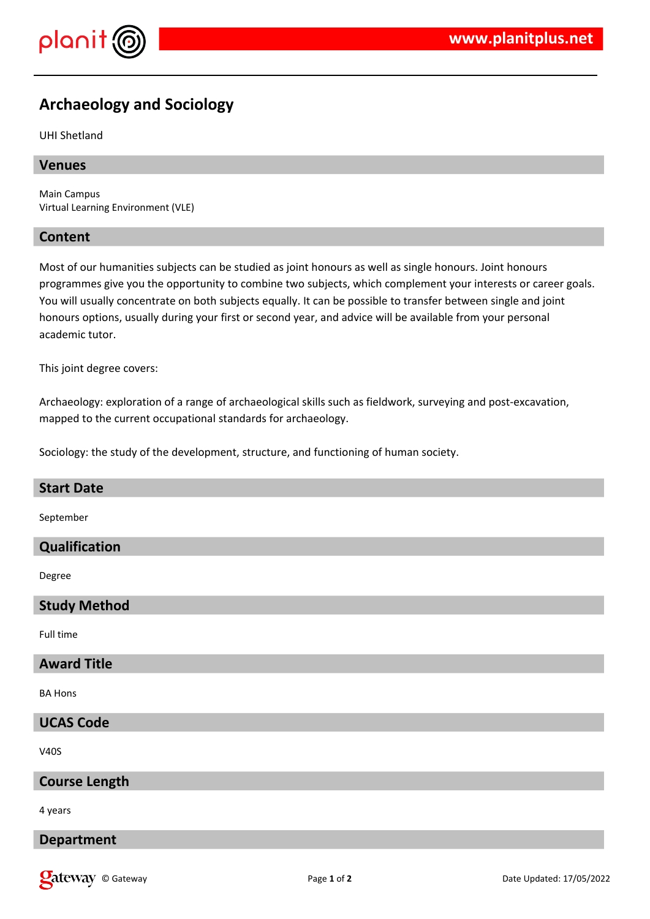# Archaeology and Sociology

UHI Shetland

## Venues

Main Campus
Virtual Learning Environment (VLE)

## Content

Most of our humanities subjects can be studied as joint honours as well as single honours. Joint honours programmes give you the opportunity to combine two subjects, which complement your interests or career goals. You will usually concentrate on both subjects equally. It can be possible to transfer between single and joint honours options, usually during your first or second year, and advice will be available from your personal academic tutor.

This joint degree covers:

Archaeology: exploration of a range of archaeological skills such as fieldwork, surveying and post-excavation, mapped to the current occupational standards for archaeology.

Sociology: the study of the development, structure, and functioning of human society.

## Start Date

September

## Qualification

Degree

## Study Method

Full time

## Award Title

BA Hons

## UCAS Code

V40S

## Course Length

4 years

## Department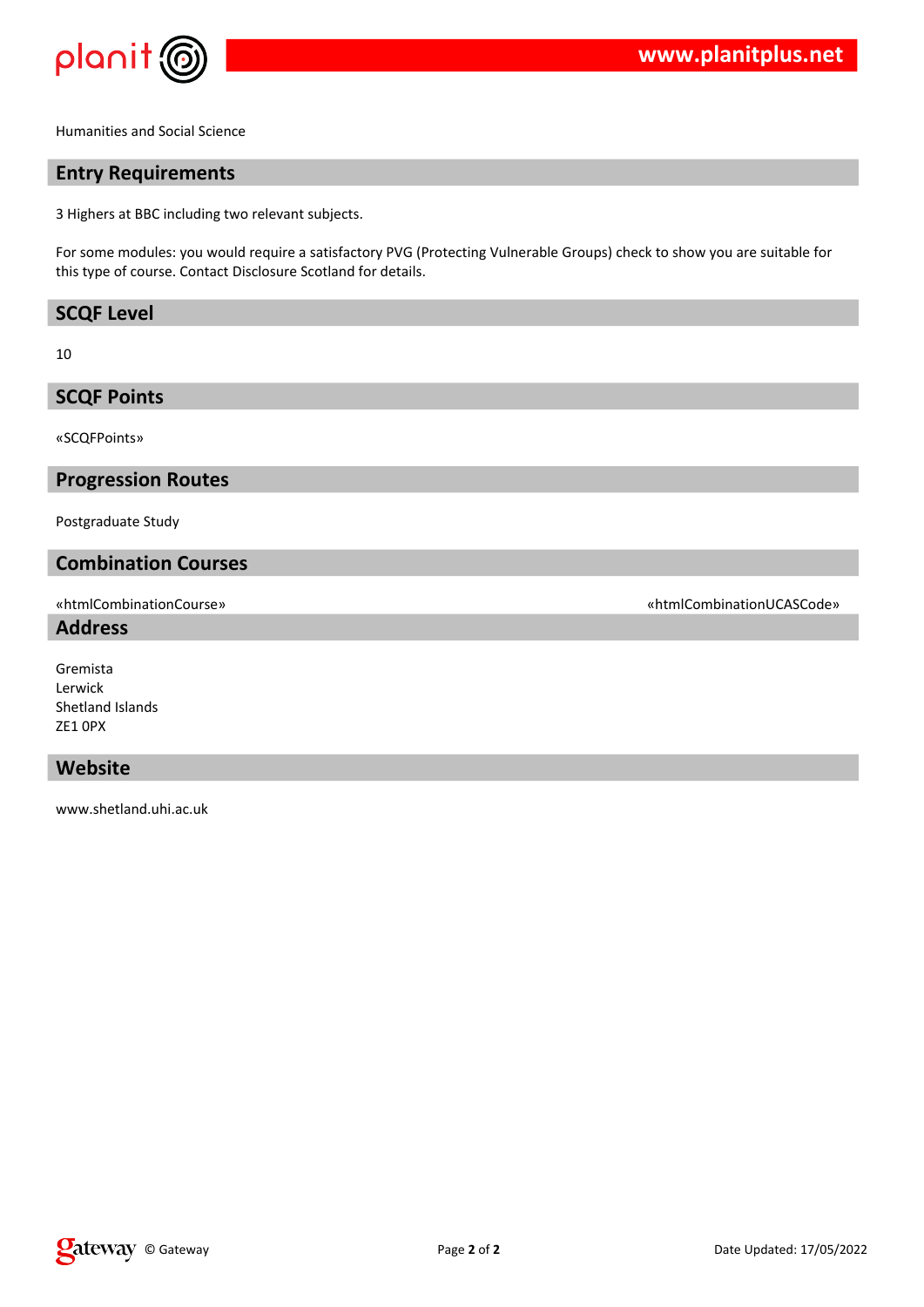Humanities and Social Science

## Entry Requirements

3 Highers at BBC including two relevant subjects.

For some modules: you would require a satisfactory PVG (Protecting Vulnerable Groups) check to show you are suitable for this type of course. Contact Disclosure Scotland for details.

## SCQF Level

10

## SCQF Points

«SCQFPoints»

## Progression Routes

Postgraduate Study

## Combination Courses

«htmlCombinationCourse» «htmlCombinationUCASCode»

## Address

Gremista
Lerwick
Shetland Islands
ZE1 0PX

## Website

www.shetland.uhi.ac.uk